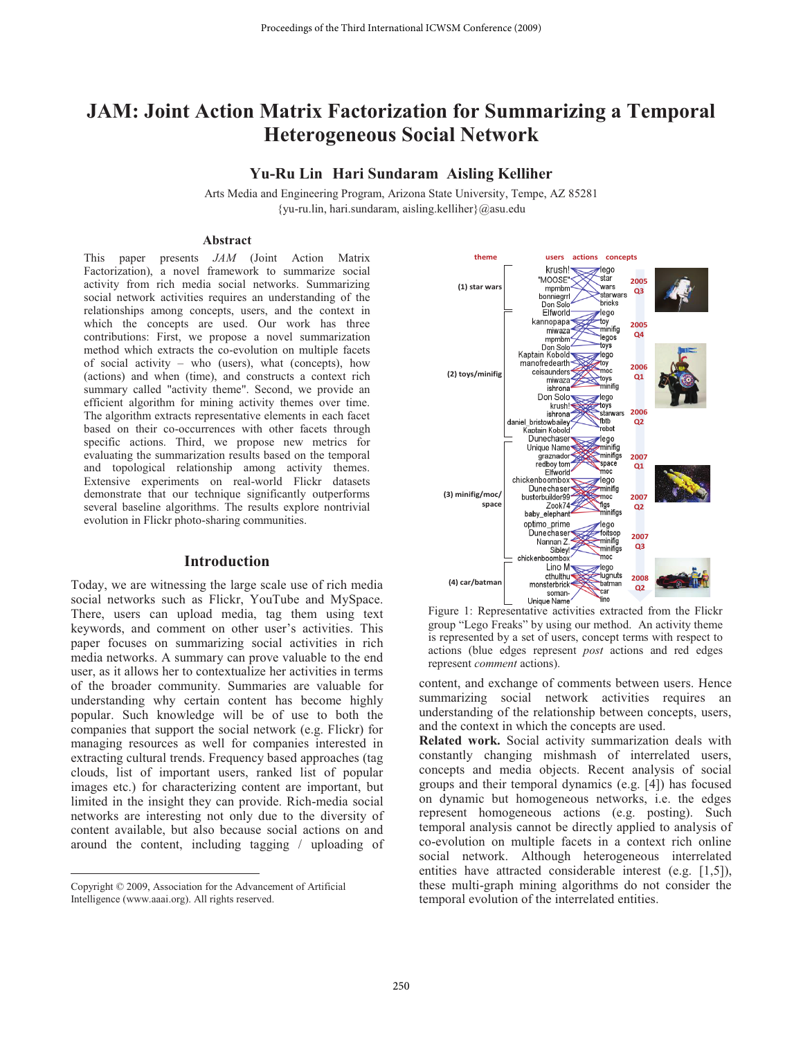# JAM: Joint Action Matrix Factorization for Summarizing a Temporal Heterogeneous Social Network

**Yu-Ru Lin  Hari Sundaram  Aisling Kelliher**

Arts Media and Engineering Program, Arizona State University, Tempe, AZ 85281
{yu-ru.lin, hari.sundaram, aisling.kelliher}@asu.edu

## Abstract

This paper presents *JAM* (Joint Action Matrix Factorization), a novel framework to summarize social activity from rich media social networks. Summarizing social network activities requires an understanding of the relationships among concepts, users, and the context in which the concepts are used. Our work has three contributions: First, we propose a novel summarization method which extracts the co-evolution on multiple facets of social activity – who (users), what (concepts), how (actions) and when (time), and constructs a context rich summary called "activity theme". Second, we provide an efficient algorithm for mining activity themes over time. The algorithm extracts representative elements in each facet based on their co-occurrences with other facets through specific actions. Third, we propose new metrics for evaluating the summarization results based on the temporal and topological relationship among activity themes. Extensive experiments on real-world Flickr datasets demonstrate that our technique significantly outperforms several baseline algorithms. The results explore nontrivial evolution in Flickr photo-sharing communities.

## Introduction

Today, we are witnessing the large scale use of rich media social networks such as Flickr, YouTube and MySpace. There, users can upload media, tag them using text keywords, and comment on other user's activities. This paper focuses on summarizing social activities in rich media networks. A summary can prove valuable to the end user, as it allows her to contextualize her activities in terms of the broader community. Summaries are valuable for understanding why certain content has become highly popular. Such knowledge will be of use to both the companies that support the social network (e.g. Flickr) for managing resources as well for companies interested in extracting cultural trends. Frequency based approaches (tag clouds, list of important users, ranked list of popular images etc.) for characterizing content are important, but limited in the insight they can provide. Rich-media social networks are interesting not only due to the diversity of content available, but also because social actions on and around the content, including tagging / uploading of content, and exchange of comments between users. Hence summarizing social network activities requires an understanding of the relationship between concepts, users, and the context in which the concepts are used.

Figure 1: Representative activities extracted from the Flickr group "Lego Freaks" by using our method. An activity theme is represented by a set of users, concept terms with respect to actions (blue edges represent *post* actions and red edges represent *comment* actions).

**Related work.** Social activity summarization deals with constantly changing mishmash of interrelated users, concepts and media objects. Recent analysis of social groups and their temporal dynamics (e.g. [4]) has focused on dynamic but homogeneous networks, i.e. the edges represent homogeneous actions (e.g. posting). Such temporal analysis cannot be directly applied to analysis of co-evolution on multiple facets in a context rich online social network. Although heterogeneous interrelated entities have attracted considerable interest (e.g. [1,5]), these multi-graph mining algorithms do not consider the temporal evolution of the interrelated entities.

Copyright © 2009, Association for the Advancement of Artificial Intelligence (www.aaai.org). All rights reserved.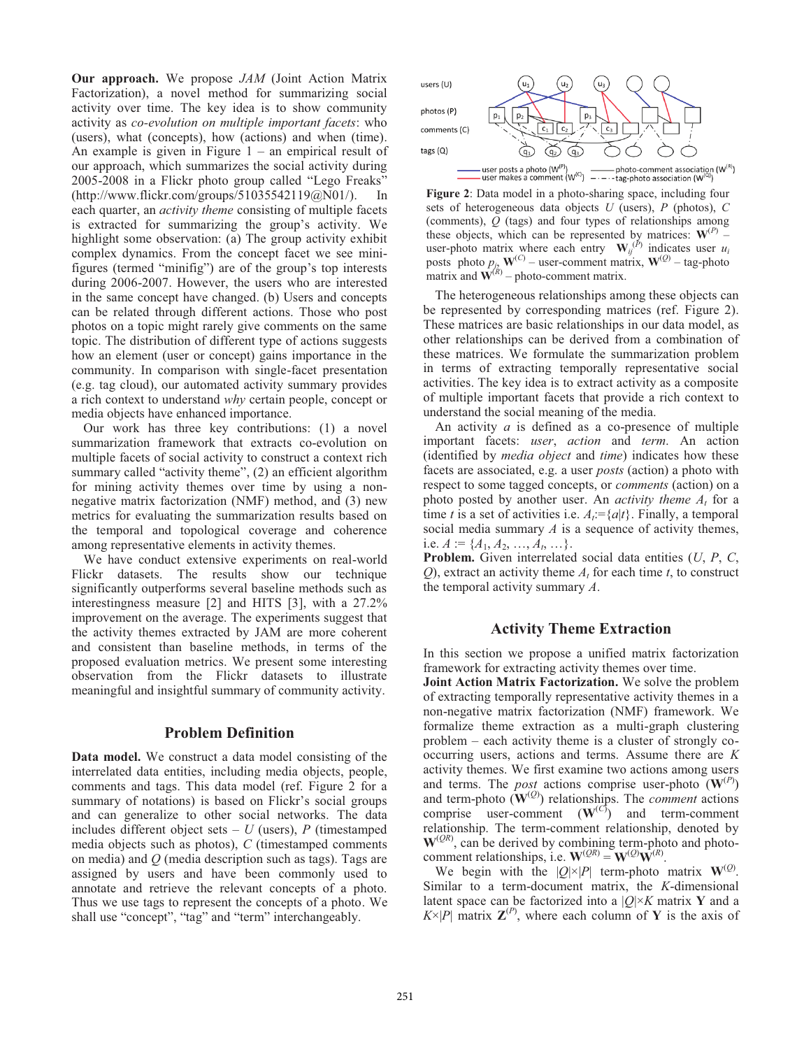**Our approach.** We propose *JAM* (Joint Action Matrix Factorization), a novel method for summarizing social activity over time. The key idea is to show community activity as *co-evolution on multiple important facets*: who (users), what (concepts), how (actions) and when (time). An example is given in Figure 1 – an empirical result of our approach, which summarizes the social activity during 2005-2008 in a Flickr photo group called "Lego Freaks" (http://www.flickr.com/groups/51035542119@N01/). In each quarter, an *activity theme* consisting of multiple facets is extracted for summarizing the group's activity. We highlight some observation: (a) The group activity exhibit complex dynamics. From the concept facet we see mini-figures (termed "minifig") are of the group's top interests during 2006-2007. However, the users who are interested in the same concept have changed. (b) Users and concepts can be related through different actions. Those who post photos on a topic might rarely give comments on the same topic. The distribution of different type of actions suggests how an element (user or concept) gains importance in the community. In comparison with single-facet presentation (e.g. tag cloud), our automated activity summary provides a rich context to understand *why* certain people, concept or media objects have enhanced importance.

Our work has three key contributions: (1) a novel summarization framework that extracts co-evolution on multiple facets of social activity to construct a context rich summary called "activity theme", (2) an efficient algorithm for mining activity themes over time by using a non-negative matrix factorization (NMF) method, and (3) new metrics for evaluating the summarization results based on the temporal and topological coverage and coherence among representative elements in activity themes.

We have conduct extensive experiments on real-world Flickr datasets. The results show our technique significantly outperforms several baseline methods such as interestingness measure [2] and HITS [3], with a 27.2% improvement on the average. The experiments suggest that the activity themes extracted by JAM are more coherent and consistent than baseline methods, in terms of the proposed evaluation metrics. We present some interesting observation from the Flickr datasets to illustrate meaningful and insightful summary of community activity.

## Problem Definition

**Data model.** We construct a data model consisting of the interrelated data entities, including media objects, people, comments and tags. This data model (ref. Figure 2 for a summary of notations) is based on Flickr's social groups and can generalize to other social networks. The data includes different object sets – $U$ (users), $P$ (timestamped media objects such as photos), $C$ (timestamped comments on media) and $Q$ (media description such as tags). Tags are assigned by users and have been commonly used to annotate and retrieve the relevant concepts of a photo. Thus we use tags to represent the concepts of a photo. We shall use "concept", "tag" and "term" interchangeably.

users (U) — photos (P) — comments (C) — tags (Q)

user posts a photo ($\mathbf{W}^{(P)}$) — user makes a comment ($\mathbf{W}^{(C)}$) — photo-comment association ($\mathbf{W}^{(R)}$) — tag-photo association ($\mathbf{W}^{(Q)}$)

**Figure 2**: Data model in a photo-sharing space, including four sets of heterogeneous data objects $U$ (users), $P$ (photos), $C$ (comments), $Q$ (tags) and four types of relationships among these objects, which can be represented by matrices: $\mathbf{W}^{(P)}$ – user-photo matrix where each entry $\mathbf{W}_{ij}^{(P)}$ indicates user $u_i$ posts photo $p_j$, $\mathbf{W}^{(C)}$ – user-comment matrix, $\mathbf{W}^{(Q)}$ – tag-photo matrix and $\mathbf{W}^{(R)}$ – photo-comment matrix.

The heterogeneous relationships among these objects can be represented by corresponding matrices (ref. Figure 2). These matrices are basic relationships in our data model, as other relationships can be derived from a combination of these matrices. We formulate the summarization problem in terms of extracting temporally representative social activities. The key idea is to extract activity as a composite of multiple important facets that provide a rich context to understand the social meaning of the media.

An activity $a$ is defined as a co-presence of multiple important facets: *user*, *action* and *term*. An action (identified by *media object* and *time*) indicates how these facets are associated, e.g. a user *posts* (action) a photo with respect to some tagged concepts, or *comments* (action) on a photo posted by another user. An *activity theme* $A_t$ for a time $t$ is a set of activities i.e. $A_t := \{a|t\}$. Finally, a temporal social media summary $A$ is a sequence of activity themes, i.e. $A := \{A_1, A_2, \ldots, A_t, \ldots\}$.

**Problem.** Given interrelated social data entities ($U$, $P$, $C$, $Q$), extract an activity theme $A_t$ for each time $t$, to construct the temporal activity summary $A$.

## Activity Theme Extraction

In this section we propose a unified matrix factorization framework for extracting activity themes over time.

**Joint Action Matrix Factorization.** We solve the problem of extracting temporally representative activity themes in a non-negative matrix factorization (NMF) framework. We formalize theme extraction as a multi-graph clustering problem – each activity theme is a cluster of strongly co-occurring users, actions and terms. Assume there are $K$ activity themes. We first examine two actions among users and terms. The *post* actions comprise user-photo ($\mathbf{W}^{(P)}$) and term-photo ($\mathbf{W}^{(Q)}$) relationships. The *comment* actions comprise user-comment ($\mathbf{W}^{(C)}$) and term-comment relationship. The term-comment relationship, denoted by $\mathbf{W}^{(QR)}$, can be derived by combining term-photo and photo-comment relationships, i.e. $\mathbf{W}^{(QR)} = \mathbf{W}^{(Q)}\mathbf{W}^{(R)}$.

We begin with the $|Q|\times|P|$ term-photo matrix $\mathbf{W}^{(Q)}$. Similar to a term-document matrix, the $K$-dimensional latent space can be factorized into a $|Q|\times K$ matrix $\mathbf{Y}$ and a $K\times|P|$ matrix $\mathbf{Z}^{(P)}$, where each column of $\mathbf{Y}$ is the axis of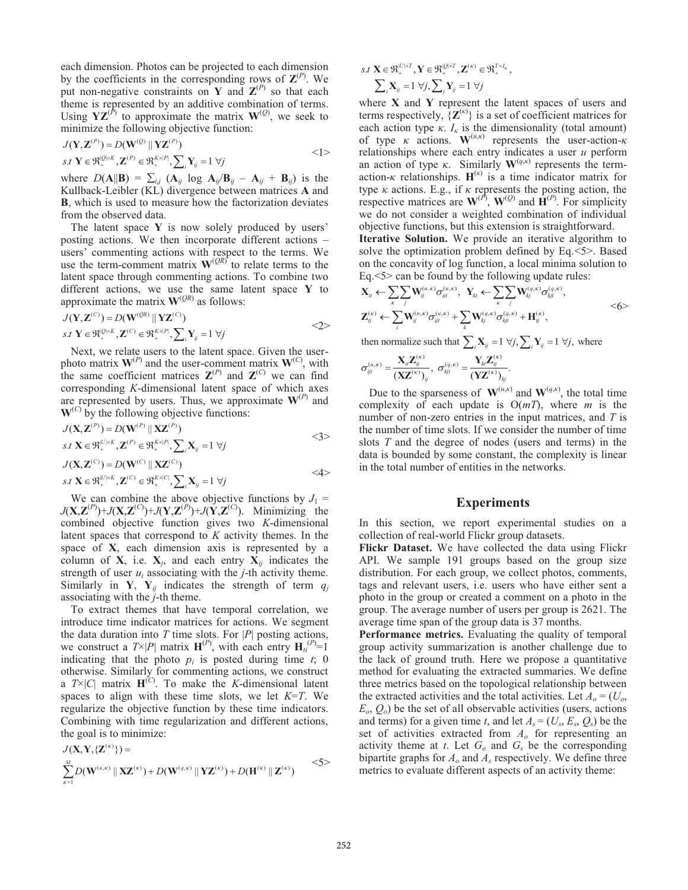each dimension. Photos can be projected to each dimension by the coefficients in the corresponding rows of $\mathbf{Z}^{(P)}$. We put non-negative constraints on $\mathbf{Y}$ and $\mathbf{Z}^{(P)}$ so that each theme is represented by an additive combination of terms. Using $\mathbf{YZ}^{(P)}$ to approximate the matrix $\mathbf{W}^{(Q)}$, we seek to minimize the following objective function:

$$J(\mathbf{Y},\mathbf{Z}^{(P)}) = D(\mathbf{W}^{(Q)} \| \mathbf{YZ}^{(P)})$$
$$s.t\ \mathbf{Y} \in \Re_{+}^{|Q|\times K}, \mathbf{Z}^{(P)} \in \Re_{+}^{K\times|P|}, \sum_i \mathbf{Y}_{ij} = 1\ \forall j \quad \text{<1>}$$

where $D(\mathbf{A}\|\mathbf{B}) = \sum_{i,j} (\mathbf{A}_{ij} \log \mathbf{A}_{ij}/\mathbf{B}_{ij} - \mathbf{A}_{ij} + \mathbf{B}_{ij})$ is the Kullback-Leibler (KL) divergence between matrices $\mathbf{A}$ and $\mathbf{B}$, which is used to measure how the factorization deviates from the observed data.

The latent space $\mathbf{Y}$ is now solely produced by users' posting actions. We then incorporate different actions – users' commenting actions with respect to the terms. We use the term-comment matrix $\mathbf{W}^{(QR)}$ to relate terms to the latent space through commenting actions. To combine two different actions, we use the same latent space $\mathbf{Y}$ to approximate the matrix $\mathbf{W}^{(QR)}$ as follows:

$$J(\mathbf{Y},\mathbf{Z}^{(C)}) = D(\mathbf{W}^{(QR)} \| \mathbf{YZ}^{(C)})$$
$$s.t\ \mathbf{Y} \in \Re_{+}^{|Q|\times K}, \mathbf{Z}^{(C)} \in \Re_{+}^{K\times|P|}, \sum_i \mathbf{Y}_{ij} = 1\ \forall j \quad \text{<2>}$$

Next, we relate users to the latent space. Given the user-photo matrix $\mathbf{W}^{(P)}$ and the user-comment matrix $\mathbf{W}^{(C)}$, with the same coefficient matrices $\mathbf{Z}^{(P)}$ and $\mathbf{Z}^{(C)}$ we can find corresponding $K$-dimensional latent space of which axes are represented by users. Thus, we approximate $\mathbf{W}^{(P)}$ and $\mathbf{W}^{(C)}$ by the following objective functions:

$$J(\mathbf{X},\mathbf{Z}^{(P)}) = D(\mathbf{W}^{(P)} \| \mathbf{XZ}^{(P)})$$
$$s.t\ \mathbf{X} \in \Re_{+}^{|U|\times K}, \mathbf{Z}^{(P)} \in \Re_{+}^{K\times|P|}, \sum_i \mathbf{X}_{ij} = 1\ \forall j \quad \text{<3>}$$

$$J(\mathbf{X},\mathbf{Z}^{(C)}) = D(\mathbf{W}^{(C)} \| \mathbf{XZ}^{(C)})$$
$$s.t\ \mathbf{X} \in \Re_{+}^{|U|\times K}, \mathbf{Z}^{(C)} \in \Re_{+}^{K\times|C|}, \sum_i \mathbf{X}_{ij} = 1\ \forall j \quad \text{<4>}$$

We can combine the above objective functions by $J_1 = J(\mathbf{X},\mathbf{Z}^{(P)})+J(\mathbf{X},\mathbf{Z}^{(C)})+J(\mathbf{Y},\mathbf{Z}^{(P)})+J(\mathbf{Y},\mathbf{Z}^{(C)})$. Minimizing the combined objective function gives two $K$-dimensional latent spaces that correspond to $K$ activity themes. In the space of $\mathbf{X}$, each dimension axis is represented by a column of $\mathbf{X}$, i.e. $\mathbf{X}_j$, and each entry $\mathbf{X}_{ij}$ indicates the strength of user $u_i$ associating with the $j$-th activity theme. Similarly in $\mathbf{Y}$, $\mathbf{Y}_{ij}$ indicates the strength of term $q_j$ associating with the $j$-th theme.

To extract themes that have temporal correlation, we introduce time indicator matrices for actions. We segment the data duration into $T$ time slots. For $|P|$ posting actions, we construct a $T\times|P|$ matrix $\mathbf{H}^{(P)}$, with each entry $\mathbf{H}_{ti}^{(P)}=1$ indicating that the photo $p_i$ is posted during time $t$; 0 otherwise. Similarly for commenting actions, we construct a $T\times|C|$ matrix $\mathbf{H}^{(C)}$. To make the $K$-dimensional latent spaces to align with these time slots, we let $K=T$. We regularize the objective function by these time indicators. Combining with time regularization and different actions, the goal is to minimize:

$$J(\mathbf{X},\mathbf{Y},\{\mathbf{Z}^{(\kappa)}\}) =$$
$$\sum_{\kappa=1}^{M} D(\mathbf{W}^{(u,\kappa)} \| \mathbf{XZ}^{(\kappa)}) + D(\mathbf{W}^{(q,\kappa)} \| \mathbf{YZ}^{(\kappa)}) + D(\mathbf{H}^{(\kappa)} \| \mathbf{Z}^{(\kappa)}) \quad \text{<5>}$$
$$s.t\ \mathbf{X} \in \Re_{+}^{|U|\times T}, \mathbf{Y} \in \Re_{+}^{|Q|\times T}, \mathbf{Z}^{(\kappa)} \in \Re_{+}^{T\times I_\kappa},$$
$$\sum_i \mathbf{X}_{ij} = 1\ \forall j, \sum_i \mathbf{Y}_{ij} = 1\ \forall j$$

where $\mathbf{X}$ and $\mathbf{Y}$ represent the latent spaces of users and terms respectively, $\{\mathbf{Z}^{(\kappa)}\}$ is a set of coefficient matrices for each action type $\kappa$. $I_\kappa$ is the dimensionality (total amount) of type $\kappa$ actions. $\mathbf{W}^{(u,\kappa)}$ represents the user-action-$\kappa$ relationships where each entry indicates a user $u$ perform an action of type $\kappa$. Similarly $\mathbf{W}^{(q,\kappa)}$ represents the term-action-$\kappa$ relationships. $\mathbf{H}^{(\kappa)}$ is a time indicator matrix for type $\kappa$ actions. E.g., if $\kappa$ represents the posting action, the respective matrices are $\mathbf{W}^{(P)}$, $\mathbf{W}^{(Q)}$ and $\mathbf{H}^{(P)}$. For simplicity we do not consider a weighted combination of individual objective functions, but this extension is straightforward.

**Iterative Solution.** We provide an iterative algorithm to solve the optimization problem defined by Eq.<5>. Based on the concavity of log function, a local minima solution to Eq.<5> can be found by the following update rules:

$$\mathbf{X}_{it} \leftarrow \sum_{\kappa}\sum_{j} \mathbf{W}_{ij}^{(u,\kappa)} \sigma_{ijt}^{(u,\kappa)},\ \ \mathbf{Y}_{kt} \leftarrow \sum_{\kappa}\sum_{j} \mathbf{W}_{kj}^{(q,\kappa)} \sigma_{kjt}^{(q,\kappa)},$$
$$\mathbf{Z}_{tj}^{(\kappa)} \leftarrow \sum_{i} \mathbf{W}_{ij}^{(u,\kappa)} \sigma_{ijt}^{(u,\kappa)} + \sum_{k} \mathbf{W}_{kj}^{(q,\kappa)} \sigma_{kjt}^{(q,\kappa)} + \mathbf{H}_{tj}^{(\kappa)}, \quad \text{<6>}$$

then normalize such that $\sum_i \mathbf{X}_{ij} = 1\ \forall j, \sum_i \mathbf{Y}_{ij} = 1\ \forall j$, where

$$\sigma_{ijt}^{(u,\kappa)} = \frac{\mathbf{X}_{it}\mathbf{Z}_{tj}^{(\kappa)}}{(\mathbf{XZ}^{(\kappa)})_{ij}},\ \ \sigma_{kjt}^{(q,\kappa)} = \frac{\mathbf{Y}_{kt}\mathbf{Z}_{tj}^{(\kappa)}}{(\mathbf{YZ}^{(\kappa)})_{kj}}.$$

Due to the sparseness of $\mathbf{W}^{(u,\kappa)}$ and $\mathbf{W}^{(q,\kappa)}$, the total time complexity of each update is $O(mT)$, where $m$ is the number of non-zero entries in the input matrices, and $T$ is the number of time slots. If we consider the number of time slots $T$ and the degree of nodes (users and terms) in the data is bounded by some constant, the complexity is linear in the total number of entities in the networks.

## Experiments

In this section, we report experimental studies on a collection of real-world Flickr group datasets.

**Flickr Dataset.** We have collected the data using Flickr API. We sample 191 groups based on the group size distribution. For each group, we collect photos, comments, tags and relevant users, i.e. users who have either sent a photo in the group or created a comment on a photo in the group. The average number of users per group is 2621. The average time span of the group data is 37 months.

**Performance metrics.** Evaluating the quality of temporal group activity summarization is another challenge due to the lack of ground truth. Here we propose a quantitative method for evaluating the extracted summaries. We define three metrics based on the topological relationship between the extracted activities and the total activities. Let $A_o = (U_o, E_o, Q_o)$ be the set of all observable activities (users, actions and terms) for a given time $t$, and let $A_s = (U_s, E_s, Q_s)$ be the set of activities extracted from $A_o$ for representing an activity theme at $t$. Let $G_o$ and $G_s$ be the corresponding bipartite graphs for $A_o$ and $A_s$ respectively. We define three metrics to evaluate different aspects of an activity theme: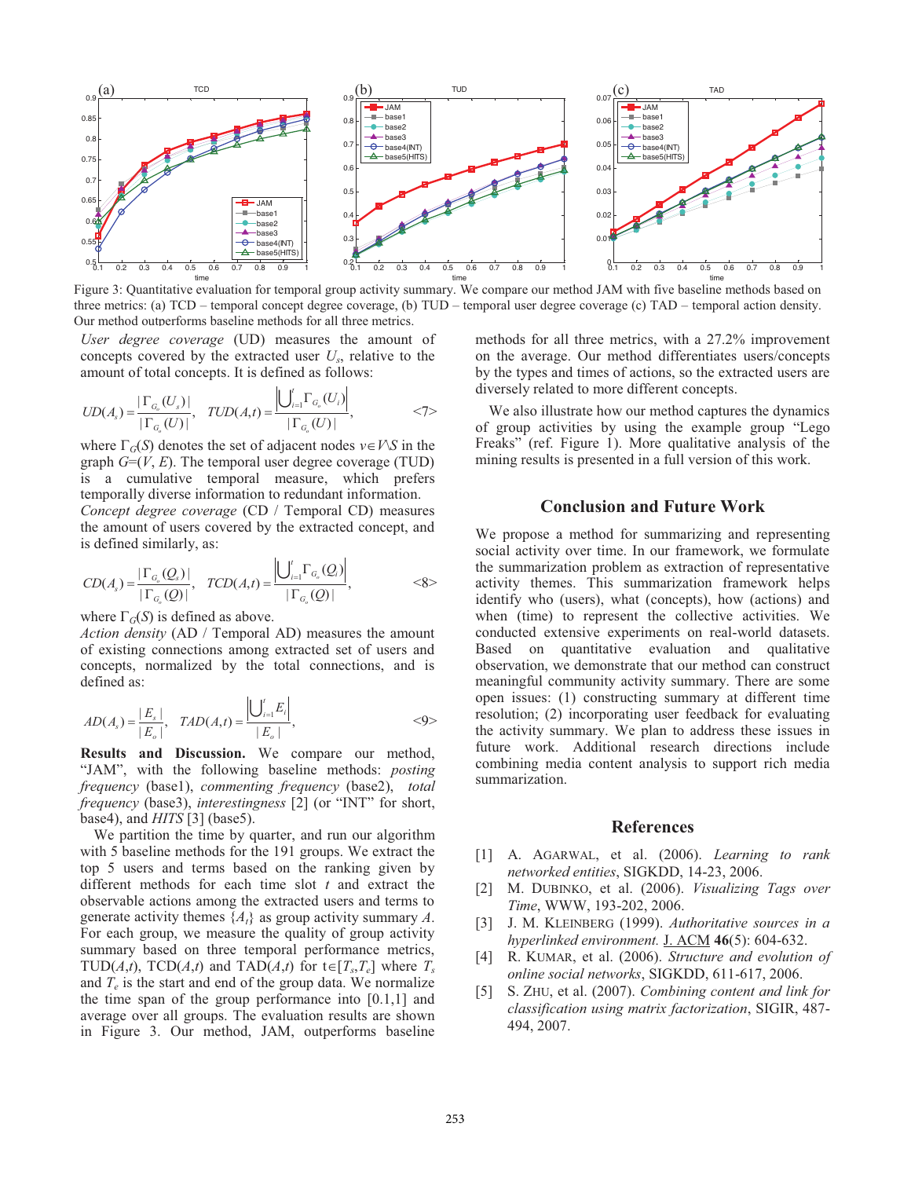(a) TCD

0.9
0.85
0.8
0.75
0.7
0.65
0.6
0.55
0.5

0.1 0.2 0.3 0.4 0.5 0.6 0.7 0.8 0.9 1

time

JAM
base1
base2
base3
base4(INT)
base5(HITS)

(b) TUD

0.9
0.8
0.7
0.6
0.5
0.4
0.3
0.2

0.1 0.2 0.3 0.4 0.5 0.6 0.7 0.8 0.9 1

time

JAM
base1
base2
base3
base4(INT)
base5(HITS)

(c) TAD

0.07
0.06
0.05
0.04
0.03
0.02
0.01
0

0.1 0.2 0.3 0.4 0.5 0.6 0.7 0.8 0.9 1

time

JAM
base1
base2
base3
base4(INT)
base5(HITS)

Figure 3: Quantitative evaluation for temporal group activity summary. We compare our method JAM with five baseline methods based on three metrics: (a) TCD – temporal concept degree coverage, (b) TUD – temporal user degree coverage (c) TAD – temporal action density. Our method outperforms baseline methods for all three metrics.

*User degree coverage* (UD) measures the amount of concepts covered by the extracted user $U_s$, relative to the amount of total concepts. It is defined as follows:

$$UD(A_s) = \frac{|\Gamma_{G_o}(U_s)|}{|\Gamma_{G_o}(U)|}, \quad TUD(A,t) = \frac{\left|\bigcup_{i=1}^{t} \Gamma_{G_o}(U_i)\right|}{|\Gamma_{G_o}(U)|}, \qquad <7>$$

where $\Gamma_G(S)$ denotes the set of adjacent nodes $v \in V \setminus S$ in the graph $G=(V, E)$. The temporal user degree coverage (TUD) is a cumulative temporal measure, which prefers temporally diverse information to redundant information.

*Concept degree coverage* (CD / Temporal CD) measures the amount of users covered by the extracted concept, and is defined similarly, as:

$$CD(A_s) = \frac{|\Gamma_{G_o}(Q_s)|}{|\Gamma_{G_o}(Q)|}, \quad TCD(A,t) = \frac{\left|\bigcup_{i=1}^{t} \Gamma_{G_o}(Q_i)\right|}{|\Gamma_{G_o}(Q)|}, \qquad <8>$$

where $\Gamma_G(S)$ is defined as above.

*Action density* (AD / Temporal AD) measures the amount of existing connections among extracted set of users and concepts, normalized by the total connections, and is defined as:

$$AD(A_s) = \frac{|E_s|}{|E_o|}, \quad TAD(A,t) = \frac{\left|\bigcup_{i=1}^{t} E_i\right|}{|E_o|}, \qquad <9>$$

**Results and Discussion.** We compare our method, "JAM", with the following baseline methods: *posting frequency* (base1), *commenting frequency* (base2), *total frequency* (base3), *interestingness* [2] (or "INT" for short, base4), and *HITS* [3] (base5).

We partition the time by quarter, and run our algorithm with 5 baseline methods for the 191 groups. We extract the top 5 users and terms based on the ranking given by different methods for each time slot $t$ and extract the observable actions among the extracted users and terms to generate activity themes $\{A_t\}$ as group activity summary $A$. For each group, we measure the quality of group activity summary based on three temporal performance metrics, TUD($A$,$t$), TCD($A$,$t$) and TAD($A$,$t$) for $t \in [T_s, T_e]$ where $T_s$ and $T_e$ is the start and end of the group data. We normalize the time span of the group performance into [0.1,1] and average over all groups. The evaluation results are shown in Figure 3. Our method, JAM, outperforms baseline methods for all three metrics, with a 27.2% improvement on the average. Our method differentiates users/concepts by the types and times of actions, so the extracted users are diversely related to more different concepts.

We also illustrate how our method captures the dynamics of group activities by using the example group "Lego Freaks" (ref. Figure 1). More qualitative analysis of the mining results is presented in a full version of this work.

## Conclusion and Future Work

We propose a method for summarizing and representing social activity over time. In our framework, we formulate the summarization problem as extraction of representative activity themes. This summarization framework helps identify who (users), what (concepts), how (actions) and when (time) to represent the collective activities. We conducted extensive experiments on real-world datasets. Based on quantitative evaluation and qualitative observation, we demonstrate that our method can construct meaningful community activity summary. There are some open issues: (1) constructing summary at different time resolution; (2) incorporating user feedback for evaluating the activity summary. We plan to address these issues in future work. Additional research directions include combining media content analysis to support rich media summarization.

## References

[1] A. Agarwal, et al. (2006). *Learning to rank networked entities*, SIGKDD, 14-23, 2006.

[2] M. Dubinko, et al. (2006). *Visualizing Tags over Time*, WWW, 193-202, 2006.

[3] J. M. Kleinberg (1999). *Authoritative sources in a hyperlinked environment.* J. ACM **46**(5): 604-632.

[4] R. Kumar, et al. (2006). *Structure and evolution of online social networks*, SIGKDD, 611-617, 2006.

[5] S. Zhu, et al. (2007). *Combining content and link for classification using matrix factorization*, SIGIR, 487-494, 2007.